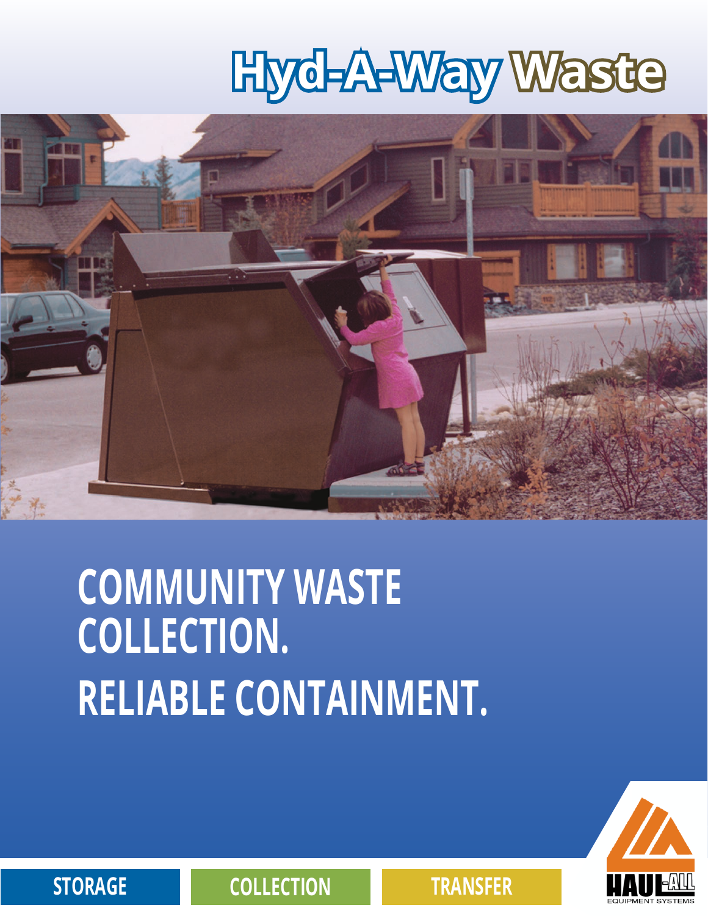# Hyd-A-Way Waste

## COMMUNITY WASTE COLLECTION.
## RELIABLE CONTAINMENT.

STORAGE | COLLECTION | TRANSFER

HAUL-ALL EQUIPMENT SYSTEMS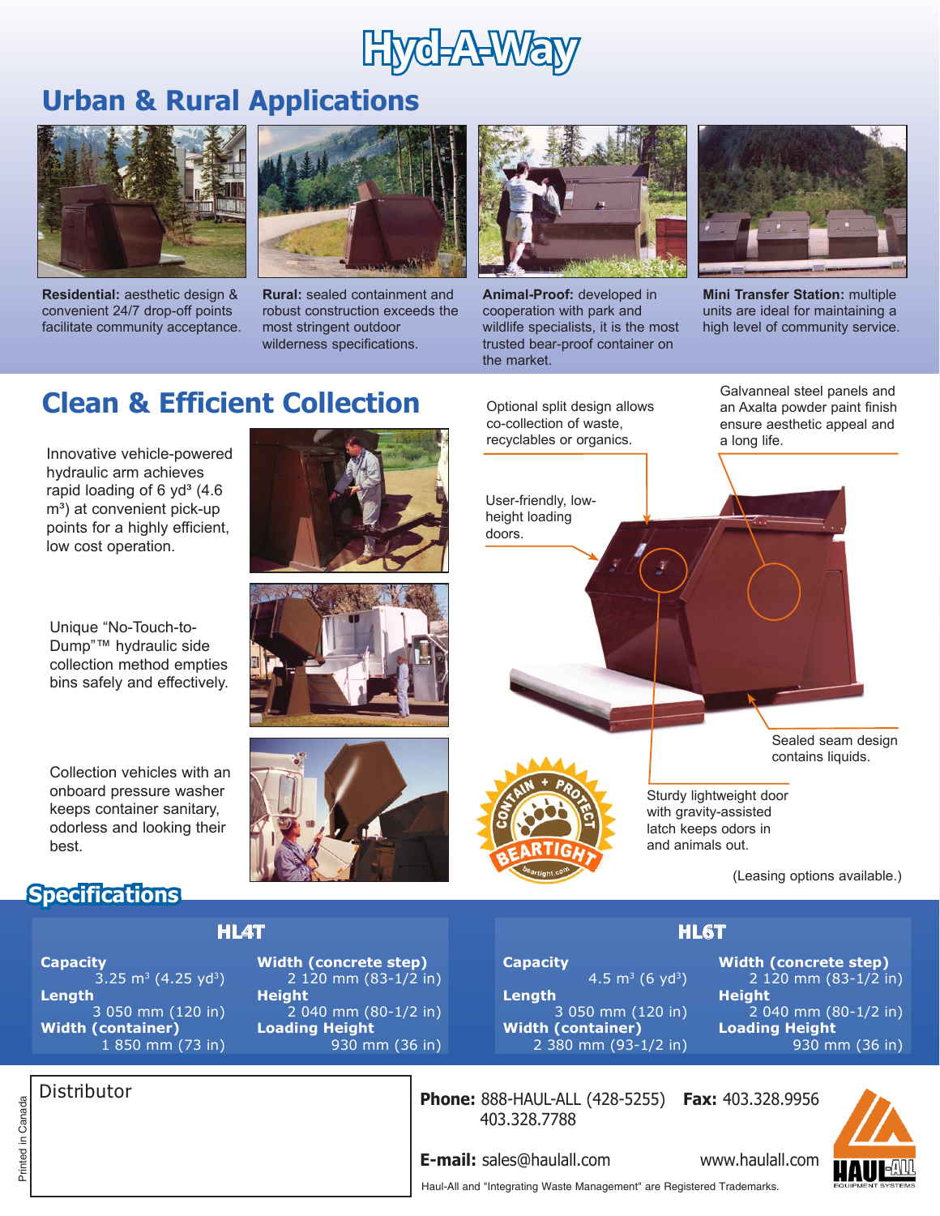# Hyd-A-Way

## Urban & Rural Applications

**Residential:** aesthetic design & convenient 24/7 drop-off points facilitate community acceptance.

**Rural:** sealed containment and robust construction exceeds the most stringent outdoor wilderness specifications.

**Animal-Proof:** developed in cooperation with park and wildlife specialists, it is the most trusted bear-proof container on the market.

**Mini Transfer Station:** multiple units are ideal for maintaining a high level of community service.

## Clean & Efficient Collection

Innovative vehicle-powered hydraulic arm achieves rapid loading of 6 yd³ (4.6 m³) at convenient pick-up points for a highly efficient, low cost operation.

Unique "No-Touch-to-Dump"™ hydraulic side collection method empties bins safely and effectively.

Collection vehicles with an onboard pressure washer keeps container sanitary, odorless and looking their best.

Optional split design allows co-collection of waste, recyclables or organics.

Galvanneal steel panels and an Axalta powder paint finish ensure aesthetic appeal and a long life.

User-friendly, low-height loading doors.

Sealed seam design contains liquids.

Sturdy lightweight door with gravity-assisted latch keeps odors in and animals out.

CONTAIN + PROTECT BEARTIGHT beartight.com

(Leasing options available.)

## Specifications

### HL4T

| | |
|---|---|
| **Capacity** 3.25 m³ (4.25 yd³) | **Width (concrete step)** 2 120 mm (83-1/2 in) |
| **Length** 3 050 mm (120 in) | **Height** 2 040 mm (80-1/2 in) |
| **Width (container)** 1 850 mm (73 in) | **Loading Height** 930 mm (36 in) |

### HL6T

| | |
|---|---|
| **Capacity** 4.5 m³ (6 yd³) | **Width (concrete step)** 2 120 mm (83-1/2 in) |
| **Length** 3 050 mm (120 in) | **Height** 2 040 mm (80-1/2 in) |
| **Width (container)** 2 380 mm (93-1/2 in) | **Loading Height** 930 mm (36 in) |

Distributor

Printed in Canada

**Phone:** 888-HAUL-ALL (428-5255) 403.328.7788 **Fax:** 403.328.9956

**E-mail:** sales@haulall.com www.haulall.com

HAUL-ALL EQUIPMENT SYSTEMS

Haul-All and "Integrating Waste Management" are Registered Trademarks.